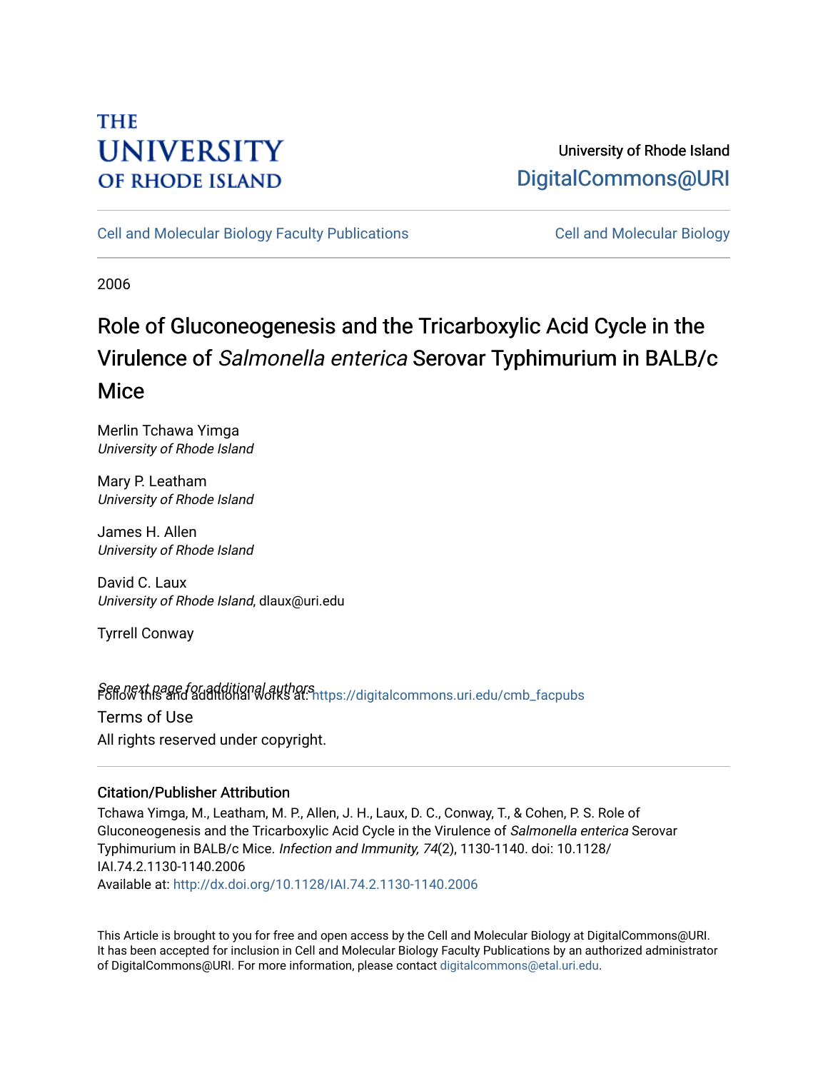THE UNIVERSITY OF RHODE ISLAND

University of Rhode Island
DigitalCommons@URI

Cell and Molecular Biology Faculty Publications | Cell and Molecular Biology

2006

# Role of Gluconeogenesis and the Tricarboxylic Acid Cycle in the Virulence of *Salmonella enterica* Serovar Typhimurium in BALB/c Mice

Merlin Tchawa Yimga
*University of Rhode Island*

Mary P. Leatham
*University of Rhode Island*

James H. Allen
*University of Rhode Island*

David C. Laux
*University of Rhode Island*, dlaux@uri.edu

Tyrrell Conway

*See next page for additional authors*

Follow this and additional works at: https://digitalcommons.uri.edu/cmb_facpubs

Terms of Use
All rights reserved under copyright.

### Citation/Publisher Attribution

Tchawa Yimga, M., Leatham, M. P., Allen, J. H., Laux, D. C., Conway, T., & Cohen, P. S. Role of Gluconeogenesis and the Tricarboxylic Acid Cycle in the Virulence of *Salmonella enterica* Serovar Typhimurium in BALB/c Mice. *Infection and Immunity, 74*(2), 1130-1140. doi: 10.1128/IAI.74.2.1130-1140.2006
Available at: http://dx.doi.org/10.1128/IAI.74.2.1130-1140.2006

This Article is brought to you for free and open access by the Cell and Molecular Biology at DigitalCommons@URI. It has been accepted for inclusion in Cell and Molecular Biology Faculty Publications by an authorized administrator of DigitalCommons@URI. For more information, please contact digitalcommons@etal.uri.edu.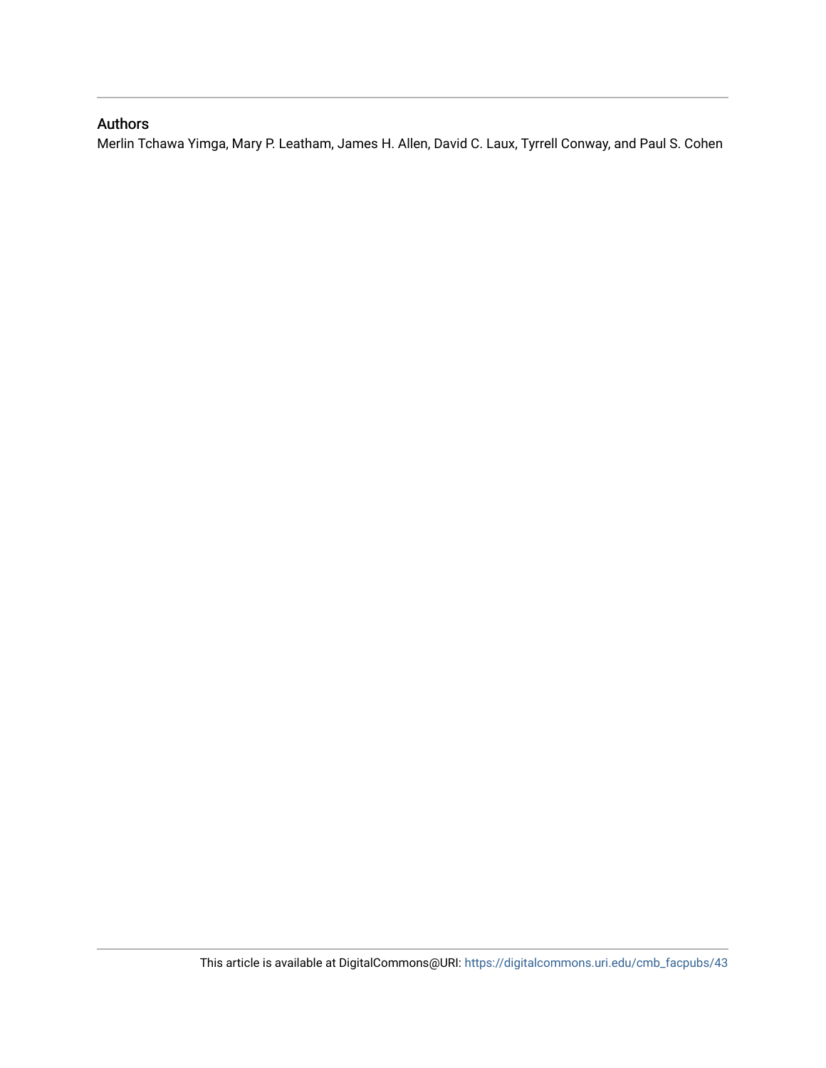## Authors

Merlin Tchawa Yimga, Mary P. Leatham, James H. Allen, David C. Laux, Tyrrell Conway, and Paul S. Cohen

This article is available at DigitalCommons@URI: https://digitalcommons.uri.edu/cmb_facpubs/43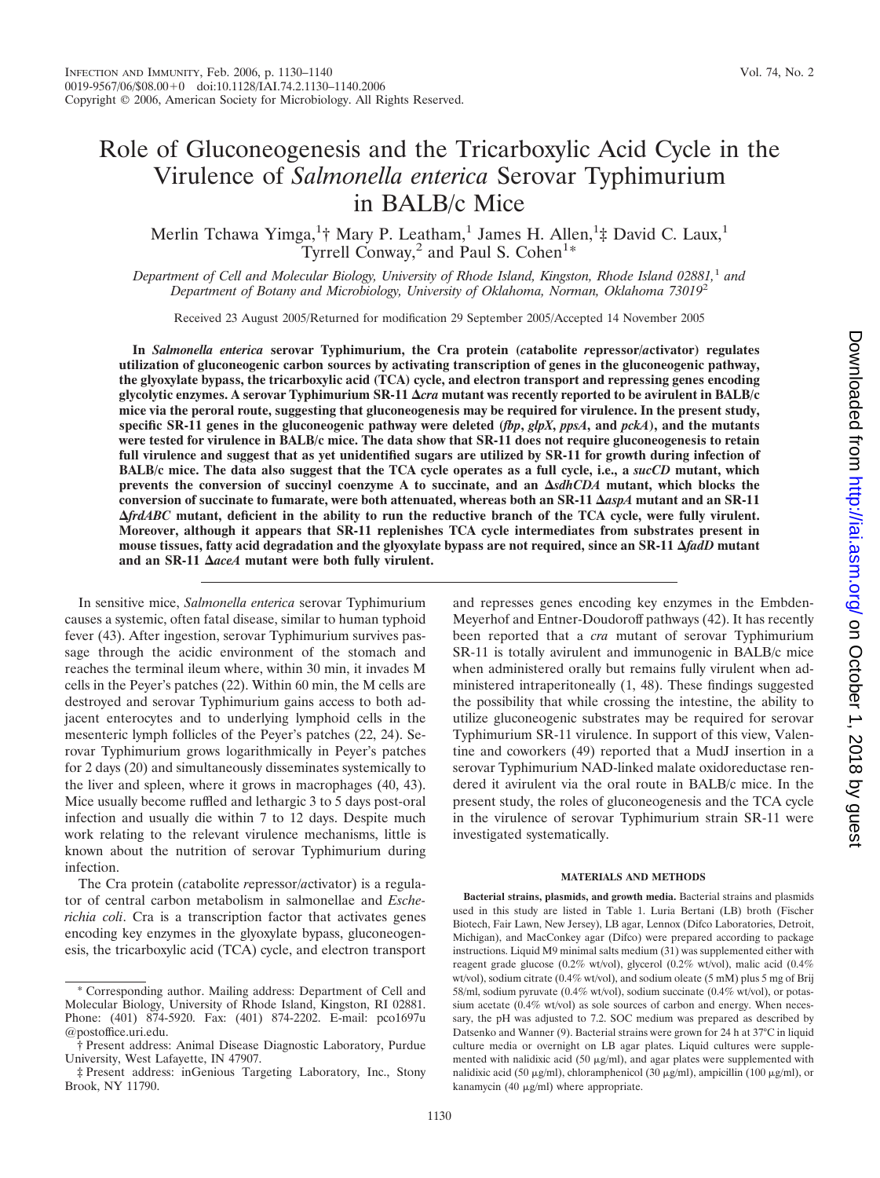# Role of Gluconeogenesis and the Tricarboxylic Acid Cycle in the Virulence of *Salmonella enterica* Serovar Typhimurium in BALB/c Mice

Merlin Tchawa Yimga,[1]† Mary P. Leatham,[1] James H. Allen,[1]‡ David C. Laux,[1] Tyrrell Conway,[2] and Paul S. Cohen[1]*

*Department of Cell and Molecular Biology, University of Rhode Island, Kingston, Rhode Island 02881,*[1] *and Department of Botany and Microbiology, University of Oklahoma, Norman, Oklahoma 73019*[2]

Received 23 August 2005/Returned for modification 29 September 2005/Accepted 14 November 2005

**In *Salmonella enterica* serovar Typhimurium, the Cra protein (*c*atabolite *r*epressor/*a*ctivator) regulates utilization of gluconeogenic carbon sources by activating transcription of genes in the gluconeogenic pathway, the glyoxylate bypass, the tricarboxylic acid (TCA) cycle, and electron transport and repressing genes encoding glycolytic enzymes. A serovar Typhimurium SR-11 Δ*cra* mutant was recently reported to be avirulent in BALB/c mice via the peroral route, suggesting that gluconeogenesis may be required for virulence. In the present study, specific SR-11 genes in the gluconeogenic pathway were deleted (*fbp*, *glpX*, *ppsA*, and *pckA*), and the mutants were tested for virulence in BALB/c mice. The data show that SR-11 does not require gluconeogenesis to retain full virulence and suggest that as yet unidentified sugars are utilized by SR-11 for growth during infection of BALB/c mice. The data also suggest that the TCA cycle operates as a full cycle, i.e., a *sucCD* mutant, which prevents the conversion of succinyl coenzyme A to succinate, and an Δ*sdhCDA* mutant, which blocks the conversion of succinate to fumarate, were both attenuated, whereas both an SR-11 Δ*aspA* mutant and an SR-11 Δ*frdABC* mutant, deficient in the ability to run the reductive branch of the TCA cycle, were fully virulent. Moreover, although it appears that SR-11 replenishes TCA cycle intermediates from substrates present in mouse tissues, fatty acid degradation and the glyoxylate bypass are not required, since an SR-11 Δ*fadD* mutant and an SR-11 Δ*aceA* mutant were both fully virulent.**

In sensitive mice, *Salmonella enterica* serovar Typhimurium causes a systemic, often fatal disease, similar to human typhoid fever (43). After ingestion, serovar Typhimurium survives passage through the acidic environment of the stomach and reaches the terminal ileum where, within 30 min, it invades M cells in the Peyer's patches (22). Within 60 min, the M cells are destroyed and serovar Typhimurium gains access to both adjacent enterocytes and to underlying lymphoid cells in the mesenteric lymph follicles of the Peyer's patches (22, 24). Serovar Typhimurium grows logarithmically in Peyer's patches for 2 days (20) and simultaneously disseminates systemically to the liver and spleen, where it grows in macrophages (40, 43). Mice usually become ruffled and lethargic 3 to 5 days post-oral infection and usually die within 7 to 12 days. Despite much work relating to the relevant virulence mechanisms, little is known about the nutrition of serovar Typhimurium during infection.

The Cra protein (*c*atabolite *r*epressor/*a*ctivator) is a regulator of central carbon metabolism in salmonellae and *Escherichia coli*. Cra is a transcription factor that activates genes encoding key enzymes in the glyoxylate bypass, gluconeogenesis, the tricarboxylic acid (TCA) cycle, and electron transport and represses genes encoding key enzymes in the Embden-Meyerhof and Entner-Doudoroff pathways (42). It has recently been reported that a *cra* mutant of serovar Typhimurium SR-11 is totally avirulent and immunogenic in BALB/c mice when administered orally but remains fully virulent when administered intraperitoneally (1, 48). These findings suggested the possibility that while crossing the intestine, the ability to utilize gluconeogenic substrates may be required for serovar Typhimurium SR-11 virulence. In support of this view, Valentine and coworkers (49) reported that a MudJ insertion in a serovar Typhimurium NAD-linked malate oxidoreductase rendered it avirulent via the oral route in BALB/c mice. In the present study, the roles of gluconeogenesis and the TCA cycle in the virulence of serovar Typhimurium strain SR-11 were investigated systematically.

## MATERIALS AND METHODS

**Bacterial strains, plasmids, and growth media.** Bacterial strains and plasmids used in this study are listed in Table 1. Luria Bertani (LB) broth (Fischer Biotech, Fair Lawn, New Jersey), LB agar, Lennox (Difco Laboratories, Detroit, Michigan), and MacConkey agar (Difco) were prepared according to package instructions. Liquid M9 minimal salts medium (31) was supplemented either with reagent grade glucose (0.2% wt/vol), glycerol (0.2% wt/vol), malic acid (0.4% wt/vol), sodium citrate (0.4% wt/vol), and sodium oleate (5 mM) plus 5 mg of Brij 58/ml, sodium pyruvate (0.4% wt/vol), sodium succinate (0.4% wt/vol), or potassium acetate (0.4% wt/vol) as sole sources of carbon and energy. When necessary, the pH was adjusted to 7.2. SOC medium was prepared as described by Datsenko and Wanner (9). Bacterial strains were grown for 24 h at 37°C in liquid culture media or overnight on LB agar plates. Liquid cultures were supplemented with nalidixic acid (50 μg/ml), and agar plates were supplemented with nalidixic acid (50 μg/ml), chloramphenicol (30 μg/ml), ampicillin (100 μg/ml), or kanamycin (40 μg/ml) where appropriate.

\* Corresponding author. Mailing address: Department of Cell and Molecular Biology, University of Rhode Island, Kingston, RI 02881. Phone: (401) 874-5920. Fax: (401) 874-2202. E-mail: pco1697u@postoffice.uri.edu.

† Present address: Animal Disease Diagnostic Laboratory, Purdue University, West Lafayette, IN 47907.

‡ Present address: inGenious Targeting Laboratory, Inc., Stony Brook, NY 11790.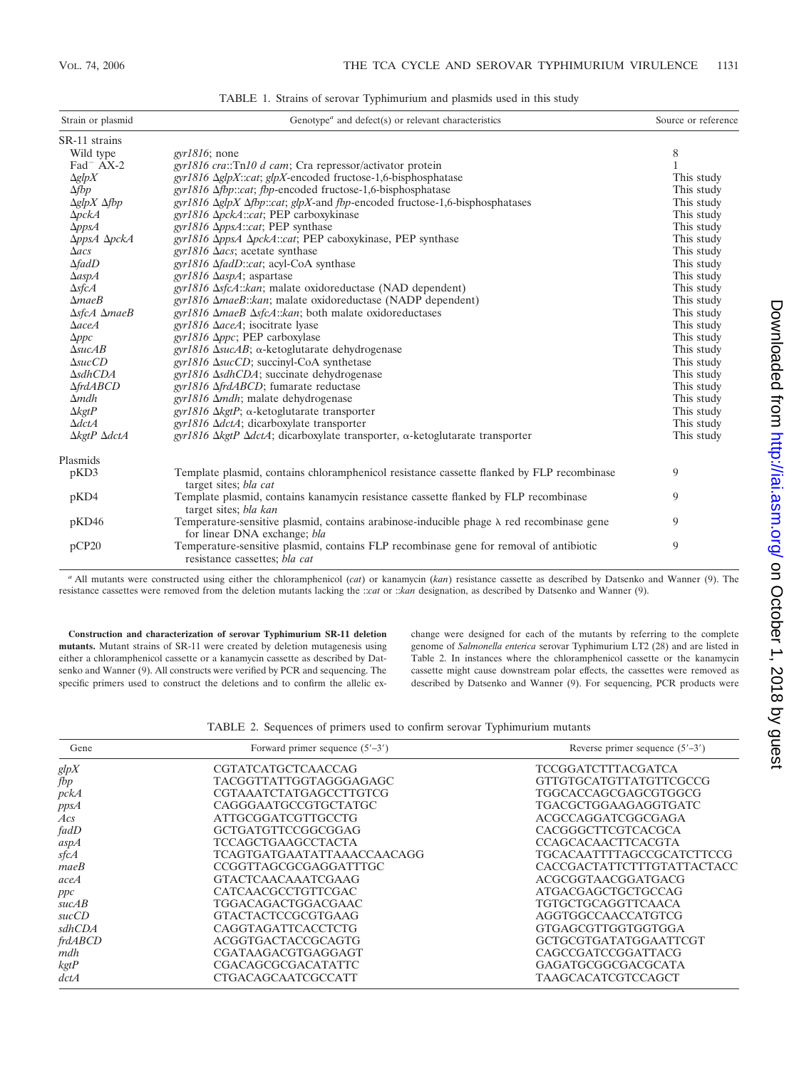TABLE 1. Strains of serovar Typhimurium and plasmids used in this study

| Strain or plasmid | Genotype[a] and defect(s) or relevant characteristics | Source or reference |
| --- | --- | --- |
| SR-11 strains | | |
| Wild type | *gyr1816*; none | 8 |
| Fad⁻ AX-2 | *gyr1816 cra*::Tn*10 d cam*; Cra repressor/activator protein | 1 |
| Δ*glpX* | *gyr1816* Δ*glpX*::*cat*; *glpX*-encoded fructose-1,6-bisphosphatase | This study |
| Δ*fbp* | *gyr1816* Δ*fbp*::*cat*; *fbp*-encoded fructose-1,6-bisphosphatase | This study |
| Δ*glpX* Δ*fbp* | *gyr1816* Δ*glpX* Δ*fbp*::*cat*; *glpX*-and *fbp*-encoded fructose-1,6-bisphosphatases | This study |
| Δ*pckA* | *gyr1816* Δ*pckA*::*cat*; PEP carboxykinase | This study |
| Δ*ppsA* | *gyr1816* Δ*ppsA*::*cat*; PEP synthase | This study |
| Δ*ppsA* Δ*pckA* | *gyr1816* Δ*ppsA* Δ*pckA*::*cat*; PEP caboxykinase, PEP synthase | This study |
| Δ*acs* | *gyr1816* Δ*acs*; acetate synthase | This study |
| Δ*fadD* | *gyr1816* Δ*fadD*::*cat*; acyl-CoA synthase | This study |
| Δ*aspA* | *gyr1816* Δ*aspA*; aspartase | This study |
| Δ*sfcA* | *gyr1816* Δ*sfcA*::*kan*; malate oxidoreductase (NAD dependent) | This study |
| Δ*maeB* | *gyr1816* Δ*maeB*::*kan*; malate oxidoreductase (NADP dependent) | This study |
| Δ*sfcA* Δ*maeB* | *gyr1816* Δ*maeB* Δ*sfcA*::*kan*; both malate oxidoreductases | This study |
| Δ*aceA* | *gyr1816* Δ*aceA*; isocitrate lyase | This study |
| Δ*ppc* | *gyr1816* Δ*ppc*; PEP carboxylase | This study |
| Δ*sucAB* | *gyr1816* Δ*sucAB*; α-ketoglutarate dehydrogenase | This study |
| Δ*sucCD* | *gyr1816* Δ*sucCD*; succinyl-CoA synthetase | This study |
| Δ*sdhCDA* | *gyr1816* Δ*sdhCDA*; succinate dehydrogenase | This study |
| Δ*frdABCD* | *gyr1816* Δ*frdABCD*; fumarate reductase | This study |
| Δ*mdh* | *gyr1816* Δ*mdh*; malate dehydrogenase | This study |
| Δ*kgtP* | *gyr1816* Δ*kgtP*; α-ketoglutarate transporter | This study |
| Δ*dctA* | *gyr1816* Δ*dctA*; dicarboxylate transporter | This study |
| Δ*kgtP* Δ*dctA* | *gyr1816* Δ*kgtP* Δ*dctA*; dicarboxylate transporter, α-ketoglutarate transporter | This study |
| Plasmids | | |
| pKD3 | Template plasmid, contains chloramphenicol resistance cassette flanked by FLP recombinase target sites; *bla cat* | 9 |
| pKD4 | Template plasmid, contains kanamycin resistance cassette flanked by FLP recombinase target sites; *bla kan* | 9 |
| pKD46 | Temperature-sensitive plasmid, contains arabinose-inducible phage λ red recombinase gene for linear DNA exchange; *bla* | 9 |
| pCP20 | Temperature-sensitive plasmid, contains FLP recombinase gene for removal of antibiotic resistance cassettes; *bla cat* | 9 |

[a] All mutants were constructed using either the chloramphenicol (*cat*) or kanamycin (*kan*) resistance cassette as described by Datsenko and Wanner (9). The resistance cassettes were removed from the deletion mutants lacking the ::*cat* or ::*kan* designation, as described by Datsenko and Wanner (9).

**Construction and characterization of serovar Typhimurium SR-11 deletion mutants.** Mutant strains of SR-11 were created by deletion mutagenesis using either a chloramphenicol cassette or a kanamycin cassette as described by Datsenko and Wanner (9). All constructs were verified by PCR and sequencing. The specific primers used to construct the deletions and to confirm the allelic exchange were designed for each of the mutants by referring to the complete genome of *Salmonella enterica* serovar Typhimurium LT2 (28) and are listed in Table 2. In instances where the chloramphenicol cassette or the kanamycin cassette might cause downstream polar effects, the cassettes were removed as described by Datsenko and Wanner (9). For sequencing, PCR products were

TABLE 2. Sequences of primers used to confirm serovar Typhimurium mutants

| Gene | Forward primer sequence (5′–3′) | Reverse primer sequence (5′–3′) |
| --- | --- | --- |
| *glpX* | CGTATCATGCTCAACCAG | TCCGGATCTTTACGATCA |
| *fbp* | TACGGTTATTGGTAGGGAGAGC | GTTGTGCATGTTATGTTCGCCG |
| *pckA* | CGTAAATCTATGAGCCTTGTCG | TGGCACCAGCGAGCGTGGCG |
| *ppsA* | CAGGGAATGCCGTGCTATGC | TGACGCTGGAAGAGGTGATC |
| *Acs* | ATTGCGGATCGTTGCCTG | ACGCCAGGATCGGCGAGA |
| *fadD* | GCTGATGTTCCGGCGGAG | CACGGGCTTCGTCACGCA |
| *aspA* | TCCAGCTGAAGCCTACTA | CCAGCACAACTTCACGTA |
| *sfcA* | TCAGTGATGAATATTAAACCAACAGG | TGCACAATTTTAGCCGCATCTTCCG |
| *maeB* | CCGGTTAGCGCGAGGATTTGC | CACCGACTATTCTTTGTATTACTACC |
| *aceA* | GTACTCAACAAATCGAAG | ACGCGGTAACGGATGACG |
| *ppc* | CATCAACGCCTGTTCGAC | ATGACGAGCTGCTGCCAG |
| *sucAB* | TGGACAGACTGGACGAAC | TGTGCTGCAGGTTCAACA |
| *sucCD* | GTACTACTCCGCGTGAAG | AGGTGGCCAACCATGTCG |
| *sdhCDA* | CAGGTAGATTCACCTCTG | GTGAGCGTTGGTGGTGGA |
| *frdABCD* | ACGGTGACTACCGCAGTG | GCTGCGTGATATGGAATTCGT |
| *mdh* | CGATAAGACGTGAGGAGT | CAGCCGATCCGGATTACG |
| *kgtP* | CGACAGCGCGACATATTC | GAGATGCGGCGACGCATA |
| *dctA* | CTGACAGCAATCGCCATT | TAAGCACATCGTCCAGCT |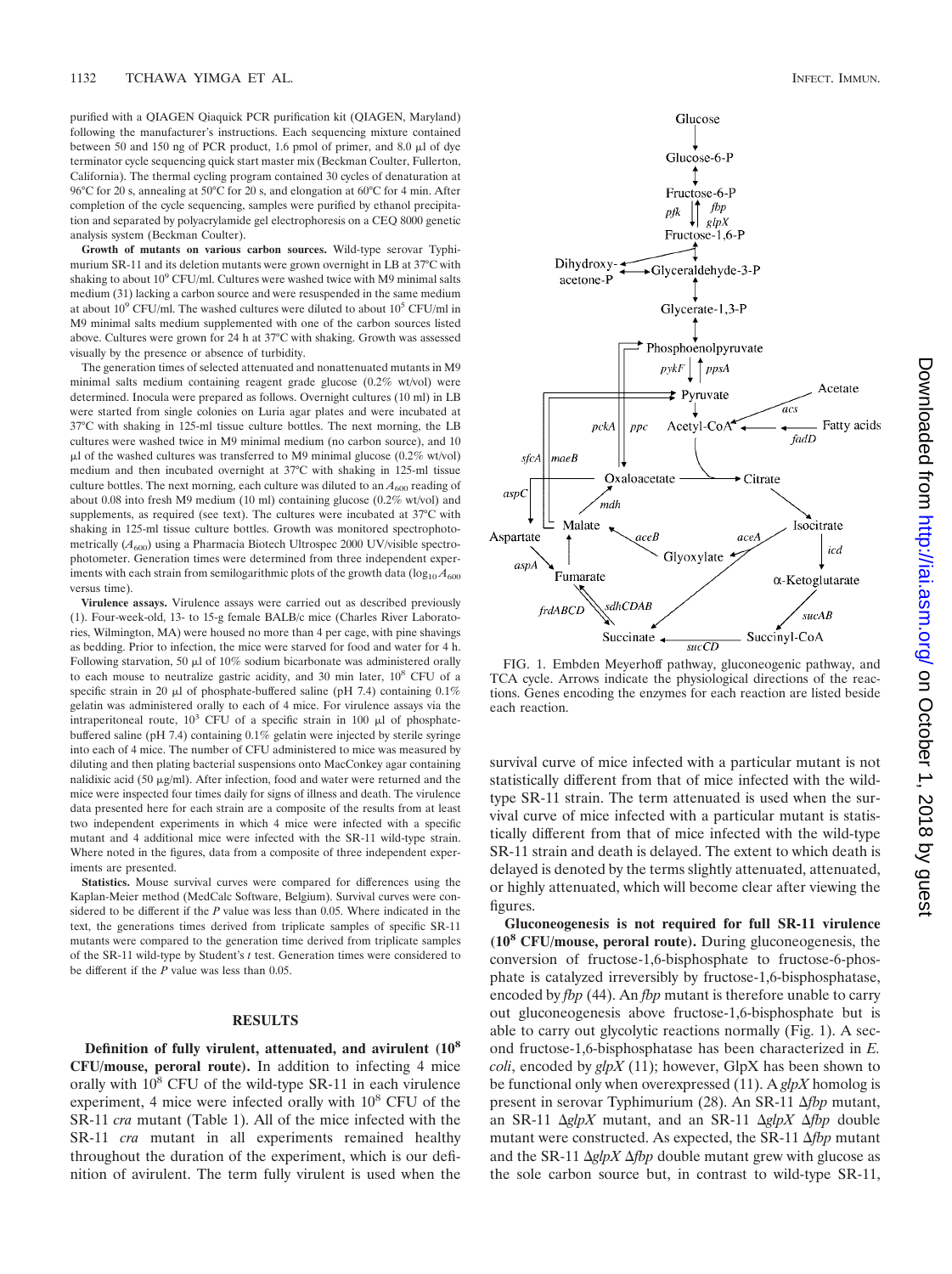purified with a QIAGEN Qiaquick PCR purification kit (QIAGEN, Maryland) following the manufacturer's instructions. Each sequencing mixture contained between 50 and 150 ng of PCR product, 1.6 pmol of primer, and 8.0 μl of dye terminator cycle sequencing quick start master mix (Beckman Coulter, Fullerton, California). The thermal cycling program contained 30 cycles of denaturation at 96°C for 20 s, annealing at 50°C for 20 s, and elongation at 60°C for 4 min. After completion of the cycle sequencing, samples were purified by ethanol precipitation and separated by polyacrylamide gel electrophoresis on a CEQ 8000 genetic analysis system (Beckman Coulter).

**Growth of mutants on various carbon sources.** Wild-type serovar Typhimurium SR-11 and its deletion mutants were grown overnight in LB at 37°C with shaking to about $10^9$ CFU/ml. Cultures were washed twice with M9 minimal salts medium (31) lacking a carbon source and were resuspended in the same medium at about $10^9$ CFU/ml. The washed cultures were diluted to about $10^5$ CFU/ml in M9 minimal salts medium supplemented with one of the carbon sources listed above. Cultures were grown for 24 h at 37°C with shaking. Growth was assessed visually by the presence or absence of turbidity.

The generation times of selected attenuated and nonattenuated mutants in M9 minimal salts medium containing reagent grade glucose (0.2% wt/vol) were determined. Inocula were prepared as follows. Overnight cultures (10 ml) in LB were started from single colonies on Luria agar plates and were incubated at 37°C with shaking in 125-ml tissue culture bottles. The next morning, the LB cultures were washed twice in M9 minimal medium (no carbon source), and 10 μl of the washed cultures was transferred to M9 minimal glucose (0.2% wt/vol) medium and then incubated overnight at 37°C with shaking in 125-ml tissue culture bottles. The next morning, each culture was diluted to an $A_{600}$ reading of about 0.08 into fresh M9 medium (10 ml) containing glucose (0.2% wt/vol) and supplements, as required (see text). The cultures were incubated at 37°C with shaking in 125-ml tissue culture bottles. Growth was monitored spectrophotometrically ($A_{600}$) using a Pharmacia Biotech Ultrospec 2000 UV/visible spectrophotometer. Generation times were determined from three independent experiments with each strain from semilogarithmic plots of the growth data ($\log_{10} A_{600}$ versus time).

**Virulence assays.** Virulence assays were carried out as described previously (1). Four-week-old, 13- to 15-g female BALB/c mice (Charles River Laboratories, Wilmington, MA) were housed no more than 4 per cage, with pine shavings as bedding. Prior to infection, the mice were starved for food and water for 4 h. Following starvation, 50 μl of 10% sodium bicarbonate was administered orally to each mouse to neutralize gastric acidity, and 30 min later, $10^8$ CFU of a specific strain in 20 μl of phosphate-buffered saline (pH 7.4) containing 0.1% gelatin was administered orally to each of 4 mice. For virulence assays via the intraperitoneal route, $10^3$ CFU of a specific strain in 100 μl of phosphate-buffered saline (pH 7.4) containing 0.1% gelatin were injected by sterile syringe into each of 4 mice. The number of CFU administered to mice was measured by diluting and then plating bacterial suspensions onto MacConkey agar containing nalidixic acid (50 μg/ml). After infection, food and water were returned and the mice were inspected four times daily for signs of illness and death. The virulence data presented here for each strain are a composite of the results from at least two independent experiments in which 4 mice were infected with a specific mutant and 4 additional mice were infected with the SR-11 wild-type strain. Where noted in the figures, data from a composite of three independent experiments are presented.

**Statistics.** Mouse survival curves were compared for differences using the Kaplan-Meier method (MedCalc Software, Belgium). Survival curves were considered to be different if the *P* value was less than 0.05. Where indicated in the text, the generations times derived from triplicate samples of specific SR-11 mutants were compared to the generation time derived from triplicate samples of the SR-11 wild-type by Student's *t* test. Generation times were considered to be different if the *P* value was less than 0.05.

## RESULTS

**Definition of fully virulent, attenuated, and avirulent ($10^8$ CFU/mouse, peroral route).** In addition to infecting 4 mice orally with $10^8$ CFU of the wild-type SR-11 in each virulence experiment, 4 mice were infected orally with $10^8$ CFU of the SR-11 *cra* mutant (Table 1). All of the mice infected with the SR-11 *cra* mutant in all experiments remained healthy throughout the duration of the experiment, which is our definition of avirulent. The term fully virulent is used when the

FIG. 1. Embden Meyerhoff pathway, gluconeogenic pathway, and TCA cycle. Arrows indicate the physiological directions of the reactions. Genes encoding the enzymes for each reaction are listed beside each reaction.

survival curve of mice infected with a particular mutant is not statistically different from that of mice infected with the wild-type SR-11 strain. The term attenuated is used when the survival curve of mice infected with a particular mutant is statistically different from that of mice infected with the wild-type SR-11 strain and death is delayed. The extent to which death is delayed is denoted by the terms slightly attenuated, attenuated, or highly attenuated, which will become clear after viewing the figures.

**Gluconeogenesis is not required for full SR-11 virulence ($10^8$ CFU/mouse, peroral route).** During gluconeogenesis, the conversion of fructose-1,6-bisphosphate to fructose-6-phosphate is catalyzed irreversibly by fructose-1,6-bisphosphatase, encoded by *fbp* (44). An *fbp* mutant is therefore unable to carry out gluconeogenesis above fructose-1,6-bisphosphate but is able to carry out glycolytic reactions normally (Fig. 1). A second fructose-1,6-bisphosphatase has been characterized in *E. coli*, encoded by *glpX* (11); however, GlpX has been shown to be functional only when overexpressed (11). A *glpX* homolog is present in serovar Typhimurium (28). An SR-11 Δ*fbp* mutant, an SR-11 Δ*glpX* mutant, and an SR-11 Δ*glpX* Δ*fbp* double mutant were constructed. As expected, the SR-11 Δ*fbp* mutant and the SR-11 Δ*glpX* Δ*fbp* double mutant grew with glucose as the sole carbon source but, in contrast to wild-type SR-11,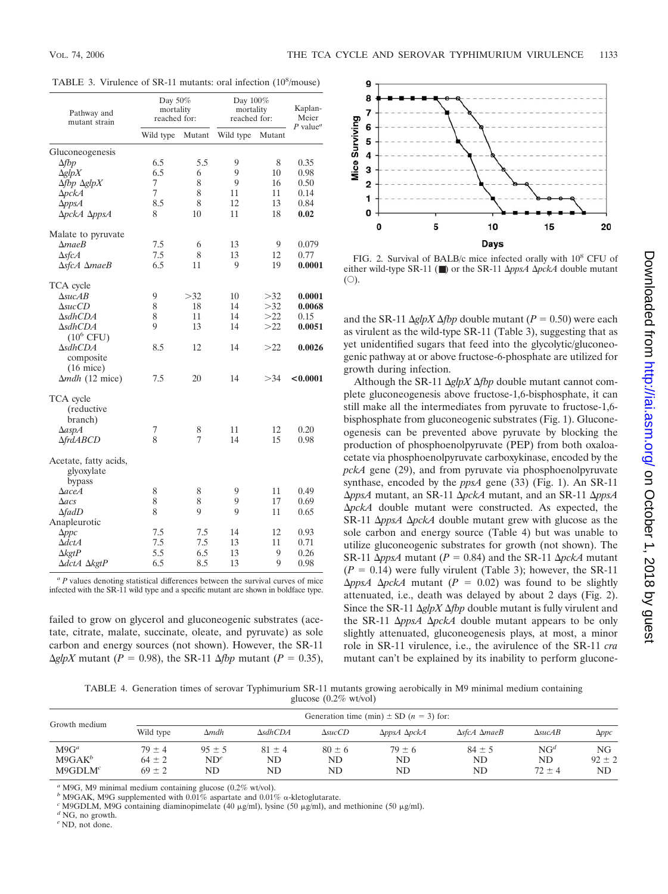TABLE 3. Virulence of SR-11 mutants: oral infection ($10^8$/mouse)

| Pathway and mutant strain | Day 50% mortality reached for: | | Day 100% mortality reached for: | | Kaplan-Meier *P* value[a] |
|---|---|---|---|---|---|
| | Wild type | Mutant | Wild type | Mutant | |
| Gluconeogenesis | | | | | |
| Δ*fbp* | 6.5 | 5.5 | 9 | 8 | 0.35 |
| Δ*glpX* | 6.5 | 6 | 9 | 10 | 0.98 |
| Δ*fbp* Δ*glpX* | 7 | 8 | 9 | 16 | 0.50 |
| Δ*pckA* | 7 | 8 | 11 | 11 | 0.14 |
| Δ*ppsA* | 8.5 | 8 | 12 | 13 | 0.84 |
| Δ*pckA* Δ*ppsA* | 8 | 10 | 11 | 18 | **0.02** |
| Malate to pyruvate | | | | | |
| Δ*maeB* | 7.5 | 6 | 13 | 9 | 0.079 |
| Δ*sfcA* | 7.5 | 8 | 13 | 12 | 0.77 |
| Δ*sfcA* Δ*maeB* | 6.5 | 11 | 9 | 19 | **0.0001** |
| TCA cycle | | | | | |
| Δ*sucAB* | 9 | >32 | 10 | >32 | **0.0001** |
| Δ*sucCD* | 8 | 18 | 14 | >32 | **0.0068** |
| Δ*sdhCDA* | 8 | 11 | 14 | >22 | 0.15 |
| Δ*sdhCDA* ($10^6$ CFU) | 9 | 13 | 14 | >22 | **0.0051** |
| Δ*sdhCDA* composite (16 mice) | 8.5 | 12 | 14 | >22 | **0.0026** |
| Δ*mdh* (12 mice) | 7.5 | 20 | 14 | >34 | **<0.0001** |
| TCA cycle (reductive branch) | | | | | |
| Δ*aspA* | 7 | 8 | 11 | 12 | 0.20 |
| Δ*frdABCD* | 8 | 7 | 14 | 15 | 0.98 |
| Acetate, fatty acids, glyoxylate bypass | | | | | |
| Δ*aceA* | 8 | 8 | 9 | 11 | 0.49 |
| Δ*acs* | 8 | 8 | 9 | 17 | 0.69 |
| Δ*fadD* | 8 | 9 | 9 | 11 | 0.65 |
| Anapleurotic | | | | | |
| Δ*ppc* | 7.5 | 7.5 | 14 | 12 | 0.93 |
| Δ*dctA* | 7.5 | 7.5 | 13 | 11 | 0.71 |
| Δ*kgtP* | 5.5 | 6.5 | 13 | 9 | 0.26 |
| Δ*dctA* Δ*kgtP* | 6.5 | 8.5 | 13 | 9 | 0.98 |

[a] *P* values denoting statistical differences between the survival curves of mice infected with the SR-11 wild type and a specific mutant are shown in boldface type.

FIG. 2. Survival of BALB/c mice infected orally with $10^8$ CFU of either wild-type SR-11 (■) or the SR-11 Δ*ppsA* Δ*pckA* double mutant (○).

failed to grow on glycerol and gluconeogenic substrates (acetate, citrate, malate, succinate, oleate, and pyruvate) as sole carbon and energy sources (not shown). However, the SR-11 Δ*glpX* mutant ($P = 0.98$), the SR-11 Δ*fbp* mutant ($P = 0.35$), and the SR-11 Δ*glpX* Δ*fbp* double mutant ($P = 0.50$) were each as virulent as the wild-type SR-11 (Table 3), suggesting that as yet unidentified sugars that feed into the glycolytic/gluconeogenic pathway at or above fructose-6-phosphate are utilized for growth during infection.

Although the SR-11 Δ*glpX* Δ*fbp* double mutant cannot complete gluconeogenesis above fructose-1,6-bisphosphate, it can still make all the intermediates from pyruvate to fructose-1,6-bisphosphate from gluconeogenic substrates (Fig. 1). Gluconeogenesis can be prevented above pyruvate by blocking the production of phosphoenolpyruvate (PEP) from both oxaloacetate via phosphoenolpyruvate carboxykinase, encoded by the *pckA* gene (29), and from pyruvate via phosphoenolpyruvate synthase, encoded by the *ppsA* gene (33) (Fig. 1). An SR-11 Δ*ppsA* mutant, an SR-11 Δ*pckA* mutant, and an SR-11 Δ*ppsA* Δ*pckA* double mutant were constructed. As expected, the SR-11 Δ*ppsA* Δ*pckA* double mutant grew with glucose as the sole carbon and energy source (Table 4) but was unable to utilize gluconeogenic substrates for growth (not shown). The SR-11 Δ*ppsA* mutant ($P = 0.84$) and the SR-11 Δ*pckA* mutant ($P = 0.14$) were fully virulent (Table 3); however, the SR-11 Δ*ppsA* Δ*pckA* mutant ($P = 0.02$) was found to be slightly attenuated, i.e., death was delayed by about 2 days (Fig. 2). Since the SR-11 Δ*glpX* Δ*fbp* double mutant is fully virulent and the SR-11 Δ*ppsA* Δ*pckA* double mutant appears to be only slightly attenuated, gluconeogenesis plays, at most, a minor role in SR-11 virulence, i.e., the avirulence of the SR-11 *cra* mutant can't be explained by its inability to perform glucone-

TABLE 4. Generation times of serovar Typhimurium SR-11 mutants growing aerobically in M9 minimal medium containing glucose (0.2% wt/vol)

| Growth medium | Generation time (min) ± SD ($n = 3$) for: | | | | | | | |
|---|---|---|---|---|---|---|---|---|
| | Wild type | Δ*mdh* | Δ*sdhCDA* | Δ*sucCD* | Δ*ppsA* Δ*pckA* | Δ*sfcA* Δ*maeB* | Δ*sucAB* | Δ*ppc* |
| M9G[a] | 79 ± 4 | 95 ± 5 | 81 ± 4 | 80 ± 6 | 79 ± 6 | 84 ± 5 | NG[d] | NG |
| M9GAK[b] | 64 ± 2 | ND[e] | ND | ND | ND | ND | ND | 92 ± 2 |
| M9GDLM[c] | 69 ± 2 | ND | ND | ND | ND | ND | 72 ± 4 | ND |

[a] M9G, M9 minimal medium containing glucose (0.2% wt/vol).
[b] M9GAK, M9G supplemented with 0.01% aspartate and 0.01% α-kletoglutarate.
[c] M9GDLM, M9G containing diaminopimelate (40 μg/ml), lysine (50 μg/ml), and methionine (50 μg/ml).
[d] NG, no growth.
[e] ND, not done.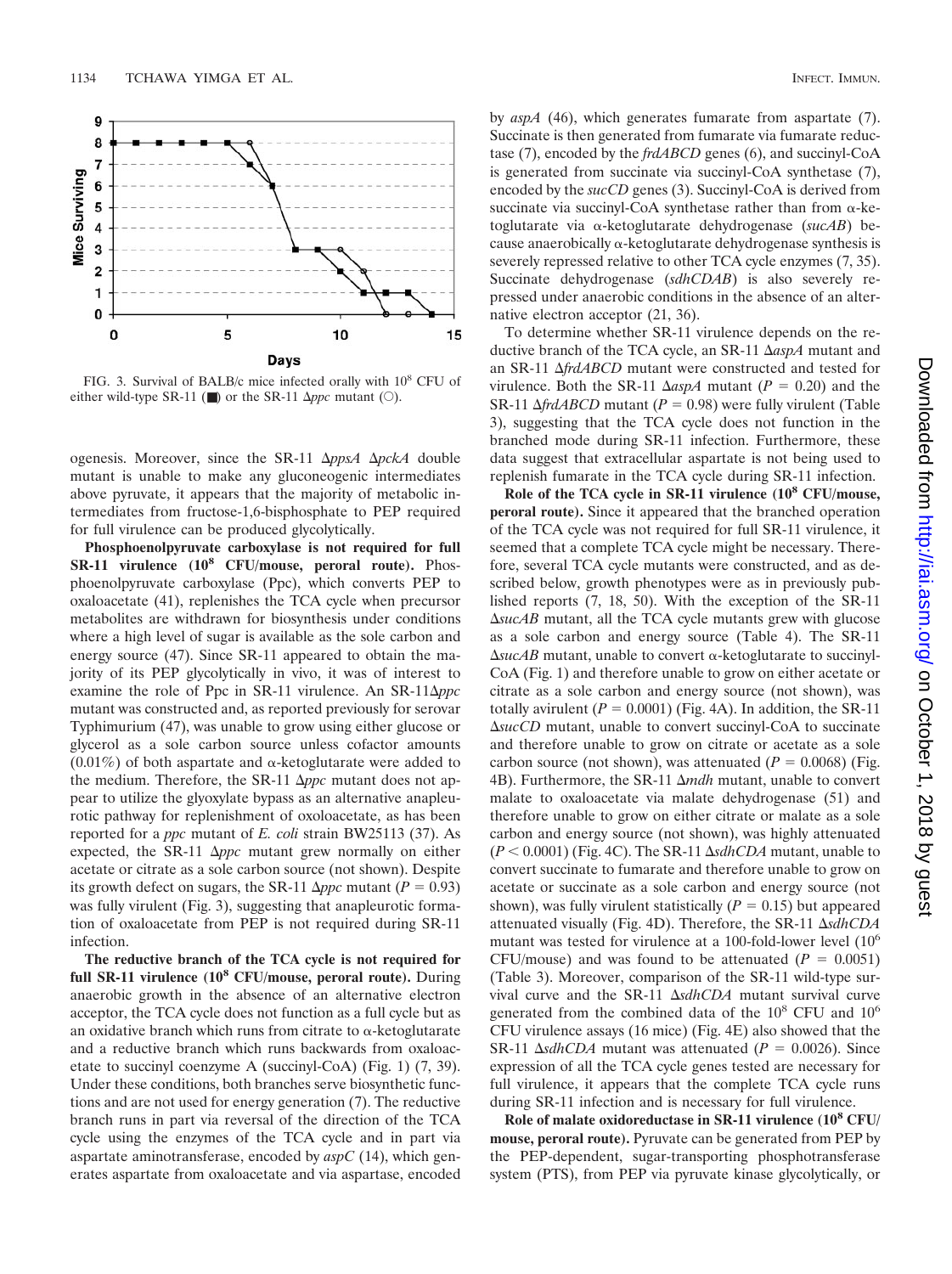FIG. 3. Survival of BALB/c mice infected orally with $10^8$ CFU of either wild-type SR-11 (■) or the SR-11 Δ*ppc* mutant (○).

ogenesis. Moreover, since the SR-11 Δ*ppsA* Δ*pckA* double mutant is unable to make any gluconeogenic intermediates above pyruvate, it appears that the majority of metabolic intermediates from fructose-1,6-bisphosphate to PEP required for full virulence can be produced glycolytically.

**Phosphoenolpyruvate carboxylase is not required for full SR-11 virulence ($10^8$ CFU/mouse, peroral route).** Phosphoenolpyruvate carboxylase (Ppc), which converts PEP to oxaloacetate (41), replenishes the TCA cycle when precursor metabolites are withdrawn for biosynthesis under conditions where a high level of sugar is available as the sole carbon and energy source (47). Since SR-11 appeared to obtain the majority of its PEP glycolytically in vivo, it was of interest to examine the role of Ppc in SR-11 virulence. An SR-11Δ*ppc* mutant was constructed and, as reported previously for serovar Typhimurium (47), was unable to grow using either glucose or glycerol as a sole carbon source unless cofactor amounts (0.01%) of both aspartate and α-ketoglutarate were added to the medium. Therefore, the SR-11 Δ*ppc* mutant does not appear to utilize the glyoxylate bypass as an alternative anapleurotic pathway for replenishment of oxaloacetate, as has been reported for a *ppc* mutant of *E. coli* strain BW25113 (37). As expected, the SR-11 Δ*ppc* mutant grew normally on either acetate or citrate as a sole carbon source (not shown). Despite its growth defect on sugars, the SR-11 Δ*ppc* mutant ($P = 0.93$) was fully virulent (Fig. 3), suggesting that anapleurotic formation of oxaloacetate from PEP is not required during SR-11 infection.

**The reductive branch of the TCA cycle is not required for full SR-11 virulence ($10^8$ CFU/mouse, peroral route).** During anaerobic growth in the absence of an alternative electron acceptor, the TCA cycle does not function as a full cycle but as an oxidative branch which runs from citrate to α-ketoglutarate and a reductive branch which runs backwards from oxaloacetate to succinyl coenzyme A (succinyl-CoA) (Fig. 1) (7, 39). Under these conditions, both branches serve biosynthetic functions and are not used for energy generation (7). The reductive branch runs in part via reversal of the direction of the TCA cycle using the enzymes of the TCA cycle and in part via aspartate aminotransferase, encoded by *aspC* (14), which generates aspartate from oxaloacetate and via aspartase, encoded by *aspA* (46), which generates fumarate from aspartate (7). Succinate is then generated from fumarate via fumarate reductase (7), encoded by the *frdABCD* genes (6), and succinyl-CoA is generated from succinate via succinyl-CoA synthetase (7), encoded by the *sucCD* genes (3). Succinyl-CoA is derived from succinate via succinyl-CoA synthetase rather than from α-ketoglutarate via α-ketoglutarate dehydrogenase (*sucAB*) because anaerobically α-ketoglutarate dehydrogenase synthesis is severely repressed relative to other TCA cycle enzymes (7, 35). Succinate dehydrogenase (*sdhCDAB*) is also severely repressed under anaerobic conditions in the absence of an alternative electron acceptor (21, 36).

To determine whether SR-11 virulence depends on the reductive branch of the TCA cycle, an SR-11 Δ*aspA* mutant and an SR-11 Δ*frdABCD* mutant were constructed and tested for virulence. Both the SR-11 Δ*aspA* mutant ($P = 0.20$) and the SR-11 Δ*frdABCD* mutant ($P = 0.98$) were fully virulent (Table 3), suggesting that the TCA cycle does not function in the branched mode during SR-11 infection. Furthermore, these data suggest that extracellular aspartate is not being used to replenish fumarate in the TCA cycle during SR-11 infection.

**Role of the TCA cycle in SR-11 virulence ($10^8$ CFU/mouse, peroral route).** Since it appeared that the branched operation of the TCA cycle was not required for full SR-11 virulence, it seemed that a complete TCA cycle might be necessary. Therefore, several TCA cycle mutants were constructed, and as described below, growth phenotypes were as in previously published reports (7, 18, 50). With the exception of the SR-11 Δ*sucAB* mutant, all the TCA cycle mutants grew with glucose as a sole carbon and energy source (Table 4). The SR-11 Δ*sucAB* mutant, unable to convert α-ketoglutarate to succinyl-CoA (Fig. 1) and therefore unable to grow on either acetate or citrate as a sole carbon and energy source (not shown), was totally avirulent ($P = 0.0001$) (Fig. 4A). In addition, the SR-11 Δ*sucCD* mutant, unable to convert succinyl-CoA to succinate and therefore unable to grow on citrate or acetate as a sole carbon source (not shown), was attenuated ($P = 0.0068$) (Fig. 4B). Furthermore, the SR-11 Δ*mdh* mutant, unable to convert malate to oxaloacetate via malate dehydrogenase (51) and therefore unable to grow on either citrate or malate as a sole carbon and energy source (not shown), was highly attenuated ($P < 0.0001$) (Fig. 4C). The SR-11 Δ*sdhCDA* mutant, unable to convert succinate to fumarate and therefore unable to grow on acetate or succinate as a sole carbon and energy source (not shown), was fully virulent statistically ($P = 0.15$) but appeared attenuated visually (Fig. 4D). Therefore, the SR-11 Δ*sdhCDA* mutant was tested for virulence at a 100-fold-lower level ($10^6$ CFU/mouse) and was found to be attenuated ($P = 0.0051$) (Table 3). Moreover, comparison of the SR-11 wild-type survival curve and the SR-11 Δ*sdhCDA* mutant survival curve generated from the combined data of the $10^8$ CFU and $10^6$ CFU virulence assays (16 mice) (Fig. 4E) also showed that the SR-11 Δ*sdhCDA* mutant was attenuated ($P = 0.0026$). Since expression of all the TCA cycle genes tested are necessary for full virulence, it appears that the complete TCA cycle runs during SR-11 infection and is necessary for full virulence.

**Role of malate oxidoreductase in SR-11 virulence ($10^8$ CFU/mouse, peroral route).** Pyruvate can be generated from PEP by the PEP-dependent, sugar-transporting phosphotransferase system (PTS), from PEP via pyruvate kinase glycolytically, or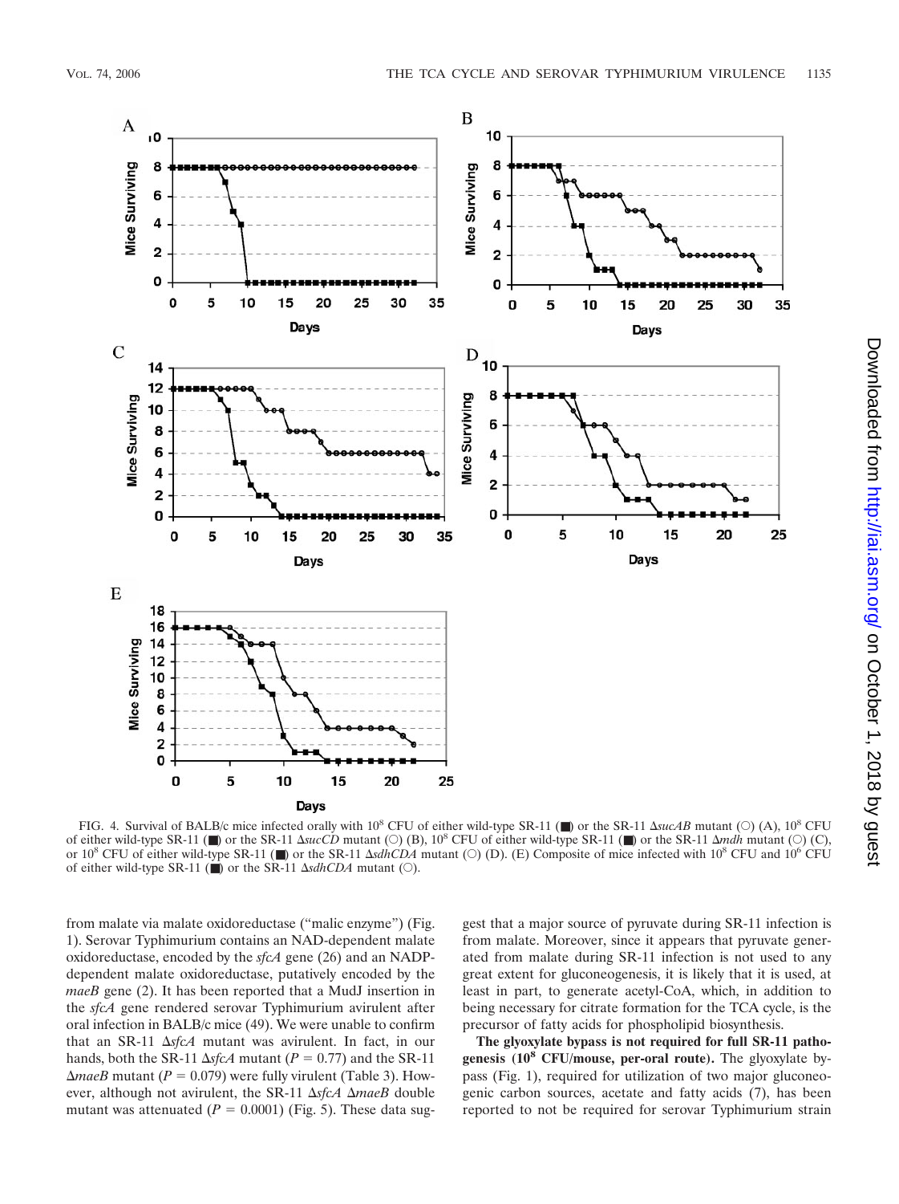FIG. 4. Survival of BALB/c mice infected orally with $10^8$ CFU of either wild-type SR-11 (■) or the SR-11 Δ*sucAB* mutant (○) (A), $10^8$ CFU of either wild-type SR-11 (■) or the SR-11 Δ*sucCD* mutant (○) (B), $10^8$ CFU of either wild-type SR-11 (■) or the SR-11 Δ*mdh* mutant (○) (C), or $10^8$ CFU of either wild-type SR-11 (■) or the SR-11 Δ*sdhCDA* mutant (○) (D). (E) Composite of mice infected with $10^8$ CFU and $10^6$ CFU of either wild-type SR-11 (■) or the SR-11 Δ*sdhCDA* mutant (○).

from malate via malate oxidoreductase ("malic enzyme") (Fig. 1). Serovar Typhimurium contains an NAD-dependent malate oxidoreductase, encoded by the *sfcA* gene (26) and an NADP-dependent malate oxidoreductase, putatively encoded by the *maeB* gene (2). It has been reported that a MudJ insertion in the *sfcA* gene rendered serovar Typhimurium avirulent after oral infection in BALB/c mice (49). We were unable to confirm that an SR-11 Δ*sfcA* mutant was avirulent. In fact, in our hands, both the SR-11 Δ*sfcA* mutant ($P = 0.77$) and the SR-11 Δ*maeB* mutant ($P = 0.079$) were fully virulent (Table 3). However, although not avirulent, the SR-11 Δ*sfcA* Δ*maeB* double mutant was attenuated ($P = 0.0001$) (Fig. 5). These data suggest that a major source of pyruvate during SR-11 infection is from malate. Moreover, since it appears that pyruvate generated from malate during SR-11 infection is not used to any great extent for gluconeogenesis, it is likely that it is used, at least in part, to generate acetyl-CoA, which, in addition to being necessary for citrate formation for the TCA cycle, is the precursor of fatty acids for phospholipid biosynthesis.

**The glyoxylate bypass is not required for full SR-11 pathogenesis ($10^8$ CFU/mouse, per-oral route).** The glyoxylate bypass (Fig. 1), required for utilization of two major gluconeogenic carbon sources, acetate and fatty acids (7), has been reported to not be required for serovar Typhimurium strain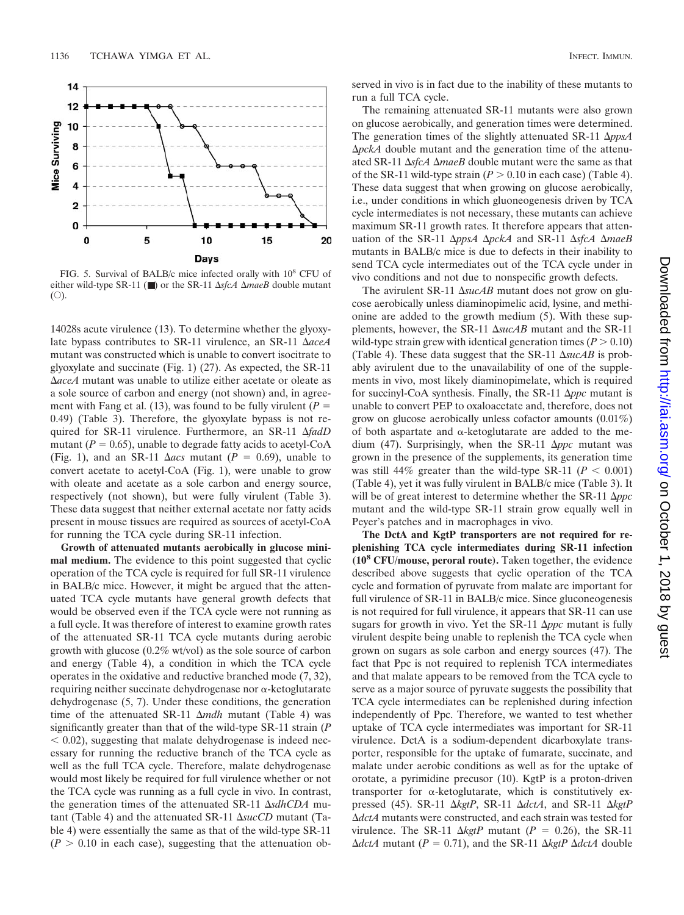FIG. 5. Survival of BALB/c mice infected orally with $10^8$ CFU of either wild-type SR-11 (■) or the SR-11 Δ*sfcA* Δ*maeB* double mutant (○).

14028s acute virulence (13). To determine whether the glyoxylate bypass contributes to SR-11 virulence, an SR-11 Δ*aceA* mutant was constructed which is unable to convert isocitrate to glyoxylate and succinate (Fig. 1) (27). As expected, the SR-11 Δ*aceA* mutant was unable to utilize either acetate or oleate as a sole source of carbon and energy (not shown) and, in agreement with Fang et al. (13), was found to be fully virulent ($P = 0.49$) (Table 3). Therefore, the glyoxylate bypass is not required for SR-11 virulence. Furthermore, an SR-11 Δ*fadD* mutant ($P = 0.65$), unable to degrade fatty acids to acetyl-CoA (Fig. 1), and an SR-11 Δ*acs* mutant ($P = 0.69$), unable to convert acetate to acetyl-CoA (Fig. 1), were unable to grow with oleate and acetate as a sole carbon and energy source, respectively (not shown), but were fully virulent (Table 3). These data suggest that neither external acetate nor fatty acids present in mouse tissues are required as sources of acetyl-CoA for running the TCA cycle during SR-11 infection.

**Growth of attenuated mutants aerobically in glucose minimal medium.** The evidence to this point suggested that cyclic operation of the TCA cycle is required for full SR-11 virulence in BALB/c mice. However, it might be argued that the attenuated TCA cycle mutants have general growth defects that would be observed even if the TCA cycle were not running as a full cycle. It was therefore of interest to examine growth rates of the attenuated SR-11 TCA cycle mutants during aerobic growth with glucose (0.2% wt/vol) as the sole source of carbon and energy (Table 4), a condition in which the TCA cycle operates in the oxidative and reductive branched mode (7, 32), requiring neither succinate dehydrogenase nor α-ketoglutarate dehydrogenase (5, 7). Under these conditions, the generation time of the attenuated SR-11 Δ*mdh* mutant (Table 4) was significantly greater than that of the wild-type SR-11 strain ($P < 0.02$), suggesting that malate dehydrogenase is indeed necessary for running the reductive branch of the TCA cycle as well as the full TCA cycle. Therefore, malate dehydrogenase would most likely be required for full virulence whether or not the TCA cycle was running as a full cycle in vivo. In contrast, the generation times of the attenuated SR-11 Δ*sdhCDA* mutant (Table 4) and the attenuated SR-11 Δ*sucCD* mutant (Table 4) were essentially the same as that of the wild-type SR-11 ($P > 0.10$ in each case), suggesting that the attenuation observed in vivo is in fact due to the inability of these mutants to run a full TCA cycle.

The remaining attenuated SR-11 mutants were also grown on glucose aerobically, and generation times were determined. The generation times of the slightly attenuated SR-11 Δ*ppsA* Δ*pckA* double mutant and the generation time of the attenuated SR-11 Δ*sfcA* Δ*maeB* double mutant were the same as that of the SR-11 wild-type strain ($P > 0.10$ in each case) (Table 4). These data suggest that when growing on glucose aerobically, i.e., under conditions in which gluoneogenesis driven by TCA cycle intermediates is not necessary, these mutants can achieve maximum SR-11 growth rates. It therefore appears that attenuation of the SR-11 Δ*ppsA* Δ*pckA* and SR-11 Δ*sfcA* Δ*maeB* mutants in BALB/c mice is due to defects in their inability to send TCA cycle intermediates out of the TCA cycle under in vivo conditions and not due to nonspecific growth defects.

The avirulent SR-11 Δ*sucAB* mutant does not grow on glucose aerobically unless diaminopimelic acid, lysine, and methionine are added to the growth medium (5). With these supplements, however, the SR-11 Δ*sucAB* mutant and the SR-11 wild-type strain grew with identical generation times ($P > 0.10$) (Table 4). These data suggest that the SR-11 Δ*sucAB* is probably avirulent due to the unavailability of one of the supplements in vivo, most likely diaminopimelate, which is required for succinyl-CoA synthesis. Finally, the SR-11 Δ*ppc* mutant is unable to convert PEP to oxaloacetate and, therefore, does not grow on glucose aerobically unless cofactor amounts (0.01%) of both aspartate and α-ketoglutarate are added to the medium (47). Surprisingly, when the SR-11 Δ*ppc* mutant was grown in the presence of the supplements, its generation time was still 44% greater than the wild-type SR-11 ($P < 0.001$) (Table 4), yet it was fully virulent in BALB/c mice (Table 3). It will be of great interest to determine whether the SR-11 Δ*ppc* mutant and the wild-type SR-11 strain grow equally well in Peyer's patches and in macrophages in vivo.

**The DctA and KgtP transporters are not required for replenishing TCA cycle intermediates during SR-11 infection ($10^8$ CFU/mouse, peroral route).** Taken together, the evidence described above suggests that cyclic operation of the TCA cycle and formation of pyruvate from malate are important for full virulence of SR-11 in BALB/c mice. Since gluconeogenesis is not required for full virulence, it appears that SR-11 can use sugars for growth in vivo. Yet the SR-11 Δ*ppc* mutant is fully virulent despite being unable to replenish the TCA cycle when grown on sugars as sole carbon and energy sources (47). The fact that Ppc is not required to replenish TCA intermediates and that malate appears to be removed from the TCA cycle to serve as a major source of pyruvate suggests the possibility that TCA cycle intermediates can be replenished during infection independently of Ppc. Therefore, we wanted to test whether uptake of TCA cycle intermediates was important for SR-11 virulence. DctA is a sodium-dependent dicarboxylate transporter, responsible for the uptake of fumarate, succinate, and malate under aerobic conditions as well as for the uptake of orotate, a pyrimidine precusor (10). KgtP is a proton-driven transporter for α-ketoglutarate, which is constitutively expressed (45). SR-11 Δ*kgtP*, SR-11 Δ*dctA*, and SR-11 Δ*kgtP* Δ*dctA* mutants were constructed, and each strain was tested for virulence. The SR-11 Δ*kgtP* mutant ($P = 0.26$), the SR-11 Δ*dctA* mutant ($P = 0.71$), and the SR-11 Δ*kgtP* Δ*dctA* double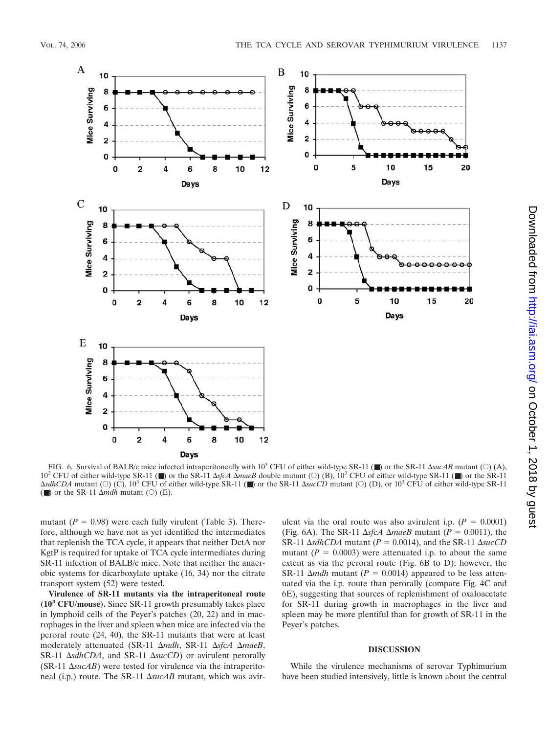FIG. 6. Survival of BALB/c mice infected intraperitoneally with $10^3$ CFU of either wild-type SR-11 (■) or the SR-11 Δ*sucAB* mutant (○) (A), $10^3$ CFU of either wild-type SR-11 (■) or the SR-11 Δ*sfcA* Δ*maeB* double mutant (○) (B), $10^3$ CFU of either wild-type SR-11 (■) or the SR-11 Δ*sdhCDA* mutant (○) (C), $10^3$ CFU of either wild-type SR-11 (■) or the SR-11 Δ*sucCD* mutant (○) (D), or $10^3$ CFU of either wild-type SR-11 (■) or the SR-11 Δ*mdh* mutant (○) (E).

mutant ($P = 0.98$) were each fully virulent (Table 3). Therefore, although we have not as yet identified the intermediates that replenish the TCA cycle, it appears that neither DctA nor KgtP is required for uptake of TCA cycle intermediates during SR-11 infection of BALB/c mice. Note that neither the anaerobic systems for dicarboxylate uptake (16, 34) nor the citrate transport system (52) were tested.

**Virulence of SR-11 mutants via the intraperitoneal route ($10^3$ CFU/mouse).** Since SR-11 growth presumably takes place in lymphoid cells of the Peyer's patches (20, 22) and in macrophages in the liver and spleen when mice are infected via the peroral route (24, 40), the SR-11 mutants that were at least moderately attenuated (SR-11 Δ*mdh*, SR-11 Δ*sfcA* Δ*maeB*, SR-11 Δ*sdhCDA*, and SR-11 Δ*sucCD*) or avirulent perorally (SR-11 Δ*sucAB*) were tested for virulence via the intraperitoneal (i.p.) route. The SR-11 Δ*sucAB* mutant, which was avirulent via the oral route was also avirulent i.p. ($P = 0.0001$) (Fig. 6A). The SR-11 Δ*sfcA* Δ*maeB* mutant ($P = 0.0011$), the SR-11 Δ*sdhCDA* mutant ($P = 0.0014$), and the SR-11 Δ*sucCD* mutant ($P = 0.0003$) were attenuated i.p. to about the same extent as via the peroral route (Fig. 6B to D); however, the SR-11 Δ*mdh* mutant ($P = 0.0014$) appeared to be less attenuated via the i.p. route than perorally (compare Fig. 4C and 6E), suggesting that sources of replenishment of oxaloacetate for SR-11 during growth in macrophages in the liver and spleen may be more plentiful than for growth of SR-11 in the Peyer's patches.

## DISCUSSION

While the virulence mechanisms of serovar Typhimurium have been studied intensively, little is known about the central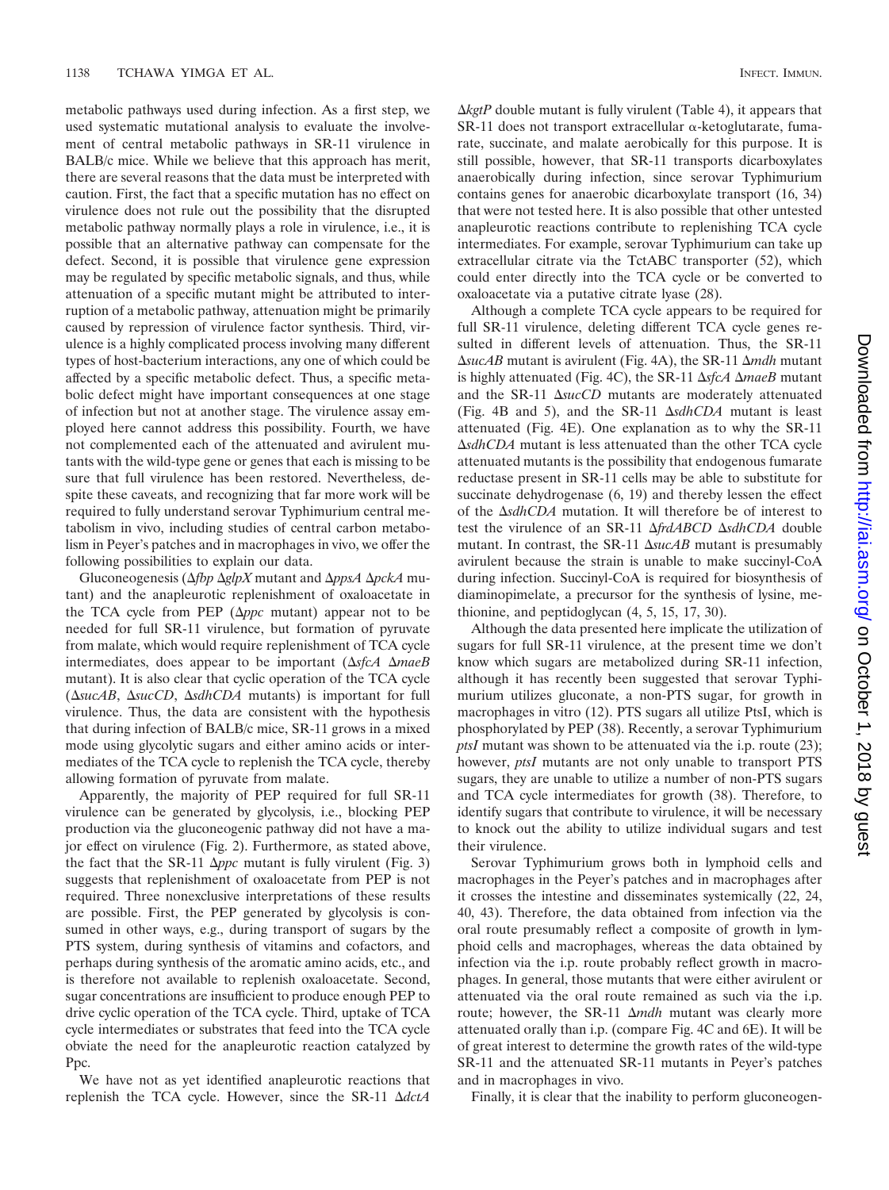metabolic pathways used during infection. As a first step, we used systematic mutational analysis to evaluate the involvement of central metabolic pathways in SR-11 virulence in BALB/c mice. While we believe that this approach has merit, there are several reasons that the data must be interpreted with caution. First, the fact that a specific mutation has no effect on virulence does not rule out the possibility that the disrupted metabolic pathway normally plays a role in virulence, i.e., it is possible that an alternative pathway can compensate for the defect. Second, it is possible that virulence gene expression may be regulated by specific metabolic signals, and thus, while attenuation of a specific mutant might be attributed to interruption of a metabolic pathway, attenuation might be primarily caused by repression of virulence factor synthesis. Third, virulence is a highly complicated process involving many different types of host-bacterium interactions, any one of which could be affected by a specific metabolic defect. Thus, a specific metabolic defect might have important consequences at one stage of infection but not at another stage. The virulence assay employed here cannot address this possibility. Fourth, we have not complemented each of the attenuated and avirulent mutants with the wild-type gene or genes that each is missing to be sure that full virulence has been restored. Nevertheless, despite these caveats, and recognizing that far more work will be required to fully understand serovar Typhimurium central metabolism in vivo, including studies of central carbon metabolism in Peyer's patches and in macrophages in vivo, we offer the following possibilities to explain our data.

Gluconeogenesis (Δ*fbp* Δ*glpX* mutant and Δ*ppsA* Δ*pckA* mutant) and the anapleurotic replenishment of oxaloacetate in the TCA cycle from PEP (Δ*ppc* mutant) appear not to be needed for full SR-11 virulence, but formation of pyruvate from malate, which would require replenishment of TCA cycle intermediates, does appear to be important (Δ*sfcA* Δ*maeB* mutant). It is also clear that cyclic operation of the TCA cycle (Δ*sucAB*, Δ*sucCD*, Δ*sdhCDA* mutants) is important for full virulence. Thus, the data are consistent with the hypothesis that during infection of BALB/c mice, SR-11 grows in a mixed mode using glycolytic sugars and either amino acids or intermediates of the TCA cycle to replenish the TCA cycle, thereby allowing formation of pyruvate from malate.

Apparently, the majority of PEP required for full SR-11 virulence can be generated by glycolysis, i.e., blocking PEP production via the gluconeogenic pathway did not have a major effect on virulence (Fig. 2). Furthermore, as stated above, the fact that the SR-11 Δ*ppc* mutant is fully virulent (Fig. 3) suggests that replenishment of oxaloacetate from PEP is not required. Three nonexclusive interpretations of these results are possible. First, the PEP generated by glycolysis is consumed in other ways, e.g., during transport of sugars by the PTS system, during synthesis of vitamins and cofactors, and perhaps during synthesis of the aromatic amino acids, etc., and is therefore not available to replenish oxaloacetate. Second, sugar concentrations are insufficient to produce enough PEP to drive cyclic operation of the TCA cycle. Third, uptake of TCA cycle intermediates or substrates that feed into the TCA cycle obviate the need for the anapleurotic reaction catalyzed by Ppc.

We have not as yet identified anapleurotic reactions that replenish the TCA cycle. However, since the SR-11 Δ*dctA* Δ*kgtP* double mutant is fully virulent (Table 4), it appears that SR-11 does not transport extracellular α-ketoglutarate, fumarate, succinate, and malate aerobically for this purpose. It is still possible, however, that SR-11 transports dicarboxylates anaerobically during infection, since serovar Typhimurium contains genes for anaerobic dicarboxylate transport (16, 34) that were not tested here. It is also possible that other untested anapleurotic reactions contribute to replenishing TCA cycle intermediates. For example, serovar Typhimurium can take up extracellular citrate via the TctABC transporter (52), which could enter directly into the TCA cycle or be converted to oxaloacetate via a putative citrate lyase (28).

Although a complete TCA cycle appears to be required for full SR-11 virulence, deleting different TCA cycle genes resulted in different levels of attenuation. Thus, the SR-11 Δ*sucAB* mutant is avirulent (Fig. 4A), the SR-11 Δ*mdh* mutant is highly attenuated (Fig. 4C), the SR-11 Δ*sfcA* Δ*maeB* mutant and the SR-11 Δ*sucCD* mutants are moderately attenuated (Fig. 4B and 5), and the SR-11 Δ*sdhCDA* mutant is least attenuated (Fig. 4E). One explanation as to why the SR-11 Δ*sdhCDA* mutant is less attenuated than the other TCA cycle attenuated mutants is the possibility that endogenous fumarate reductase present in SR-11 cells may be able to substitute for succinate dehydrogenase (6, 19) and thereby lessen the effect of the Δ*sdhCDA* mutation. It will therefore be of interest to test the virulence of an SR-11 Δ*frdABCD* Δ*sdhCDA* double mutant. In contrast, the SR-11 Δ*sucAB* mutant is presumably avirulent because the strain is unable to make succinyl-CoA during infection. Succinyl-CoA is required for biosynthesis of diaminopimelate, a precursor for the synthesis of lysine, methionine, and peptidoglycan (4, 5, 15, 17, 30).

Although the data presented here implicate the utilization of sugars for full SR-11 virulence, at the present time we don't know which sugars are metabolized during SR-11 infection, although it has recently been suggested that serovar Typhimurium utilizes gluconate, a non-PTS sugar, for growth in macrophages in vitro (12). PTS sugars all utilize PtsI, which is phosphorylated by PEP (38). Recently, a serovar Typhimurium *ptsI* mutant was shown to be attenuated via the i.p. route (23); however, *ptsI* mutants are not only unable to transport PTS sugars, they are unable to utilize a number of non-PTS sugars and TCA cycle intermediates for growth (38). Therefore, to identify sugars that contribute to virulence, it will be necessary to knock out the ability to utilize individual sugars and test their virulence.

Serovar Typhimurium grows both in lymphoid cells and macrophages in the Peyer's patches and in macrophages after it crosses the intestine and disseminates systemically (22, 24, 40, 43). Therefore, the data obtained from infection via the oral route presumably reflect a composite of growth in lymphoid cells and macrophages, whereas the data obtained by infection via the i.p. route probably reflect growth in macrophages. In general, those mutants that were either avirulent or attenuated via the oral route remained as such via the i.p. route; however, the SR-11 Δ*mdh* mutant was clearly more attenuated orally than i.p. (compare Fig. 4C and 6E). It will be of great interest to determine the growth rates of the wild-type SR-11 and the attenuated SR-11 mutants in Peyer's patches and in macrophages in vivo.

Finally, it is clear that the inability to perform gluconeogen-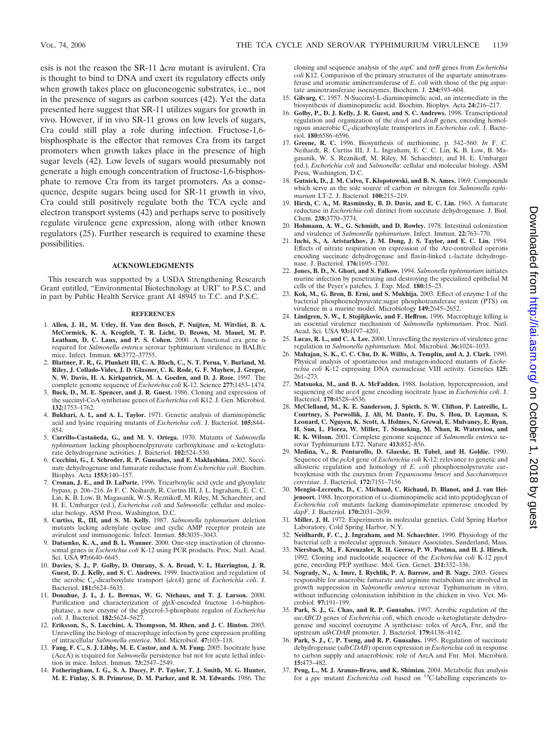esis is not the reason the SR-11 Δ*cra* mutant is avirulent. Cra is thought to bind to DNA and exert its regulatory effects only when growth takes place on gluconeogenic substrates, i.e., not in the presence of sugars as carbon sources (42). Yet the data presented here suggest that SR-11 utilizes sugars for growth in vivo. However, if in vivo SR-11 grows on low levels of sugars, Cra could still play a role during infection. Fructose-1,6-bisphosphate is the effector that removes Cra from its target promoters when growth takes place in the presence of high sugar levels (42). Low levels of sugars would presumably not generate a high enough concentration of fructose-1,6-bisphosphate to remove Cra from its target promoters. As a consequence, despite sugars being used for SR-11 growth in vivo, Cra could still positively regulate both the TCA cycle and electron transport systems (42) and perhaps serve to positively regulate virulence gene expression, along with other known regulators (25). Further research is required to examine these possibilities.

## ACKNOWLEDGMENTS

This research was supported by a USDA Strengthening Research Grant entitled, "Environmental Biotechnology at URI" to P.S.C. and in part by Public Health Service grant AI 48945 to T.C. and P.S.C.

## REFERENCES

1. **Allen, J. H., M. Utley, H. Van den Bosch, P. Nuijten, M. Witvliet, B. A. McCormick, K. A. Krogfelt, T. R. Licht, D. Brown, M. Mauel, M. P. Leatham, D. C. Laux, and P. S. Cohen.** 2000. A functional cra gene is required for *Salmonella enterica* serovar typhimurium virulence in BALB/c mice. Infect. Immun. **68:**3772–37755.
2. **Blattner, F. R., G. Plunkett III, C. A. Bloch, C., N. T. Perna, V. Burland, M. Riley, J. Collado-Vides, J. D. Glasner, C. K. Rode, G. F. Mayhew, J. Gregor, N. W. Davis, H. A. Kirkpatrick, M. A. Goeden, and D. J. Rose.** 1997. The complete genome sequence of *Escherichia coli* K-12. Science **277:**1453–1474.
3. **Buck, D., M. E. Spencer, and J. R. Guest.** 1986. Cloning and expression of the succinyl-CoA synthetase genes of *Escherichia coli* K12. J. Gen. Microbiol. **132:**1753–1762.
4. **Bukhari, A. I., and A. L. Taylor.** 1971. Genetic analysis of diaminopimelic acid and lysine requiring mutants of *Escherichia coli*. J. Bacteriol. **105:**844–854.
5. **Carrillo-Castañeda, G., and M. V. Ortega.** 1970. Mutants of *Salmonella typhimurium* lacking phosphoenolpyruvate carboxykinase and α-ketoglutarate dehydrogenase activities. J. Bacteriol. **102:**524–530.
6. **Cecchini, G., I. Schroder, R. P. Gunsalus, and E. Maklashina.** 2002. Succinate dehydrogenase and fumarate reductase from *Escherichia coli*. Biochim. Biophys. Acta **1553:**140–157.
7. **Cronan, J. E., and D. LaPorte.** 1996. Tricarboxylic acid cycle and glyoxylate bypass, p. 206–216. *In* F. C. Neihardt, R. Curtiss III, J. L. Ingraham, E. C. C. Lin, K. B. Low, B. Magasanik, W. S. Reznikoff, M. Riley, M. Schaechter, and H. E. Umbarger (ed.), *Escherichia coli* and *Salmonella*: cellular and molecular biology. ASM Press, Washington, D.C.
8. **Curtiss, R., III, and S. M. Kelly.** 1987. *Salmonella typhimurium* deletion mutants lacking adenylate cyclase and cyclic AMP receptor protein are avirulent and immunogenic. Infect. Immun. **55:**3035–3043.
9. **Datsenko, K. A., and B. L. Wanner.** 2000. One-step inactivation of chromosomal genes in *Escherichia coli* K-12 using PCR products. Proc. Natl. Acad. Sci. USA **97:**6640–6645.
10. **Davies, S. J., P. Golby, D. Omrany, S. A. Broad, V. L. Harrington, J. R. Guest, D. J. Kelly, and S. C. Andrews.** 1999. Inactivation and regulation of the aerobic $C_4$-dicarboxylate transport (*dctA*) gene of *Escherichia coli*. J. Bacteriol. **181:**5624–5635.
11. **Donahue, J. L, J. L. Bownas, W. G. Niehaus, and T. J. Larson.** 2000. Purification and characterization of *glpX*-encoded fructose 1-6-bisphosphatase, a new enzyme of the glycerol-3-phosphate regulon of *Escherichia coli*. J. Bacteriol. **182:**5624–5627.
12. **Eriksson, S., S. Lucchini, A. Thompson, M. Rhen, and J. C. Hinton.** 2003. Unravelling the biology of macrophage infection by gene expression profiling of intracellular *Salmonella enterica*. Mol. Microbiol. **47:**103–118.
13. **Fang, F. C., S. J. Libby, M. E. Castor, and A. M. Fung.** 2005. Isocitrate lyase (AceA) is required for *Salmonella* persistence but not for acute lethal infection in mice. Infect. Immun. **73:**2547–2549.
14. **Fotheringham, I. G., S. A. Dacey, P. P. Taylor, T. J. Smith, M. G. Hunter, M. E. Finlay, S. B. Primrose, D. M. Parker, and R. M. Edwards.** 1986. The cloning and sequence analysis of the *aspC* and *tyrB* genes from *Escherichia coli* K12. Comparison of the primary structures of the aspartate aminotransferase and aromatic aminotransferase of *E. coli* with those of the pig aspartate aminotransferase isoenzymes. Biochem. J. **234:**593–604.
15. **Gilvarg, C.** 1957. N-Succinyl-L-diaminopimelic acid, an intermediate in the biosynthesis of diaminopimelic acid. Biochim. Biophys. Acta **24:**216–217.
16. **Golby, P., D. J. Kelly, J. R. Guest, and S. C. Andrews.** 1998. Transcriptional regulation and organization of the *dcuA* and *dcuB* genes, encoding homologous anaerobic $C_4$-dicarboxylate transporters in *Escherichia coli*. J. Bacteriol. **180:**6586–6596.
17. **Greene, R. C.** 1996. Biosynthesis of methionine, p. 542–560. *In* F. C. Neihardt, R. Curtiss III, J. L. Ingraham, E. C. C. Lin, K. B. Low, B. Magasanik, W. S. Reznikoff, M. Riley, M. Schaechter, and H. E. Umbarger (ed.), *Escherichia coli* and *Salmonella*: cellular and molecular biology. ASM Press, Washington, D.C.
18. **Gutnick, D., J. M. Calvo, T. Klopotowski, and B. N. Ames.** 1969. Compounds which serve as the sole source of carbon or nitrogen for *Salmonella typhimurium* LT-2. J. Bacteriol. **100:**215–219.
19. **Hirsh, C. A., M. Rasminsky, B. D. Davis, and E. C. Lin.** 1963. A fumarate reductase in *Escherichia coli* distinct from succinate dehydrogenase. J. Biol. Chem. **238:**3770–3774.
20. **Hohmann, A. W., G. Schmidt, and D. Rowley.** 1978. Intestinal colonization and virulence of *Salmonella typhimurium*. Infect. Immun. **22:**763–770.
21. **Iuchi, S., A. Aristarkhov, J. M. Dong, J. S. Taylor, and E. C. Lin.** 1994. Effects of nitrate respiration on expression of the Arc-controlled operons encoding succinate dehydrogenase and flavin-linked L-lactate dehydrogenase. J. Bacteriol. **176:**1695–1701.
22. **Jones, B. D., N. Ghori, and S. Falkow.** 1994. *Salmonella typhimurium* initiates murine infection by penetrating and destroying the specialized epithelial M cells of the Peyer's patches. J. Exp. Med. **180:**15–23.
23. **Kok, M., G. Bron, B. Erni, and S. Mukhija.** 2003. Effect of enzyme I of the bacterial phosphoenolpyruvate:sugar phosphotransferase system (PTS) on virulence in a murine model. Microbiology **149:**2645–2652.
24. **Lindgren, S. W., I. Stojiljkovic, and F. Heffron.** 1996. Macrophage killing is an essential virulence mechanism of *Salmonella typhimurium*. Proc. Natl. Acad. Sci. USA **93:**4197–4201.
25. **Lucas, R. L., and C. A. Lee.** 2000. Unravelling the mysteries of virulence gene regulation in *Salmonella typhimurium*. Mol. Microbiol. **36:**1024–1033.
26. **Mahajan, S. K., C. C. Chu, D. K. Willis, A. Templin, and A. J. Clark.** 1990. Physical analysis of spontaneous and mutagen-induced mutants of *Escherichia coli* K-12 expressing DNA exonuclease VIII activity. Genetics **125:** 261–273.
27. **Matsuoka, M., and B. A. McFadden.** 1988. Isolation, hyperexpression, and sequencing of the *aceA* gene encoding isocitrate lyase in *Escherichia coli*. J. Bacteriol. **170:**4528–4536.
28. **McClelland, M., K. E. Sanderson, J. Spieth, S. W. Clifton, P. Latreille, L. Courtney, S. Porwollik, J. Ali, M. Dante, F. Du, S. Hou, D. Layman, S. Leonard, C. Nguyen, K. Scott, A. Holmes, N. Grewal, E. Mulvaney, E. Ryan, H. Sun, L. Florea, W. Miller, T. Stoneking, M. Nhan, R. Waterston, and R. K. Wilson.** 2001. Complete genome sequence of *Salmonella enterica* serovar Typhimurium LT2. Nature **413:**852–856.
29. **Medina, V., R. Pontarollo, D. Glaeske, H. Tabel, and H. Goldie.** 1990. Sequence of the *pckA* gene of *Escherichia coli* K-12: relevance to genetic and allosteric regulation and homology of *E. coli* phosphoenolpyruvate carboxykinase with the enzymes from *Trypanosoma brucei* and *Saccharomyces cerevisiae*. J. Bacteriol. **172:**7151–7156.
30. **Mengin-Lecreulx, D., C. Michaud, C. Richaud, D. Blanot, and J. van Heijenoort.** 1988. Incorporation of LL-diaminopimelic acid into peptidoglycan of *Escherichia coli* mutants lacking diaminopimelate epimerase encoded by *dapF*. J. Bacteriol. **170:**2031–2039.
31. **Miller, J. H.** 1972. Experiments in molecular genetics. Cold Spring Harbor Laboratory, Cold Spring Harbor, N.Y.
32. **Neidhardt, F. C., J. Ingraham, and M. Schaechter.** 1990. Physiology of the bacterial cell: a molecular approach. Sinauer Associates, Sunderland, Mass.
33. **Niersbach, M., F. Kreuzaler, R. H. Geerse, P. W. Postma, and H. J. Hirsch.** 1992. Cloning and nucleotide sequence of the *Escherichia coli* K-12 *ppsA* gene, encoding PEP synthase. Mol. Gen. Genet. **231:**332–336.
34. **Nogrady, N., A. Imre, I. Rychlik, P. A. Barrow, and B. Nagy.** 2003. Genes responsible for anaerobic fumarate and arginine metabolism are involved in growth suppression in *Salmonella enterica* serovar Typhimurium in vitro, without influencing colonisation inhibition in the chicken in vivo. Vet. Microbiol. **97:**191–199.
35. **Park, S. J., G. Chao, and R. P. Gunsalus.** 1997. Aerobic regulation of the *sucABCD* genes of *Escherichia coli*, which encode α-ketoglutarate dehydrogenase and succinyl coenzyme A synthetase: roles of ArcA, Fnr, and the upstream *sdhCDAB* promoter. J. Bacteriol. **179:**4138–4142.
36. **Park, S. J., C. P. Tseng, and R. P. Gunsalus.** 1995. Regulation of succinate dehydrogenase (*sdhCDAB*) operon expression in *Escherichia coli* in response to carbon supply and anaerobiosis: role of ArcA and Fnr. Mol. Microbiol. **15:**473–482.
37. **Peng, L., M. J. Arauzo-Bravo, and K. Shimizu.** 2004. Metabolic flux analysis for a *ppc* mutant *Escherichia coli* based on $^{13}C$-labelling experiments to-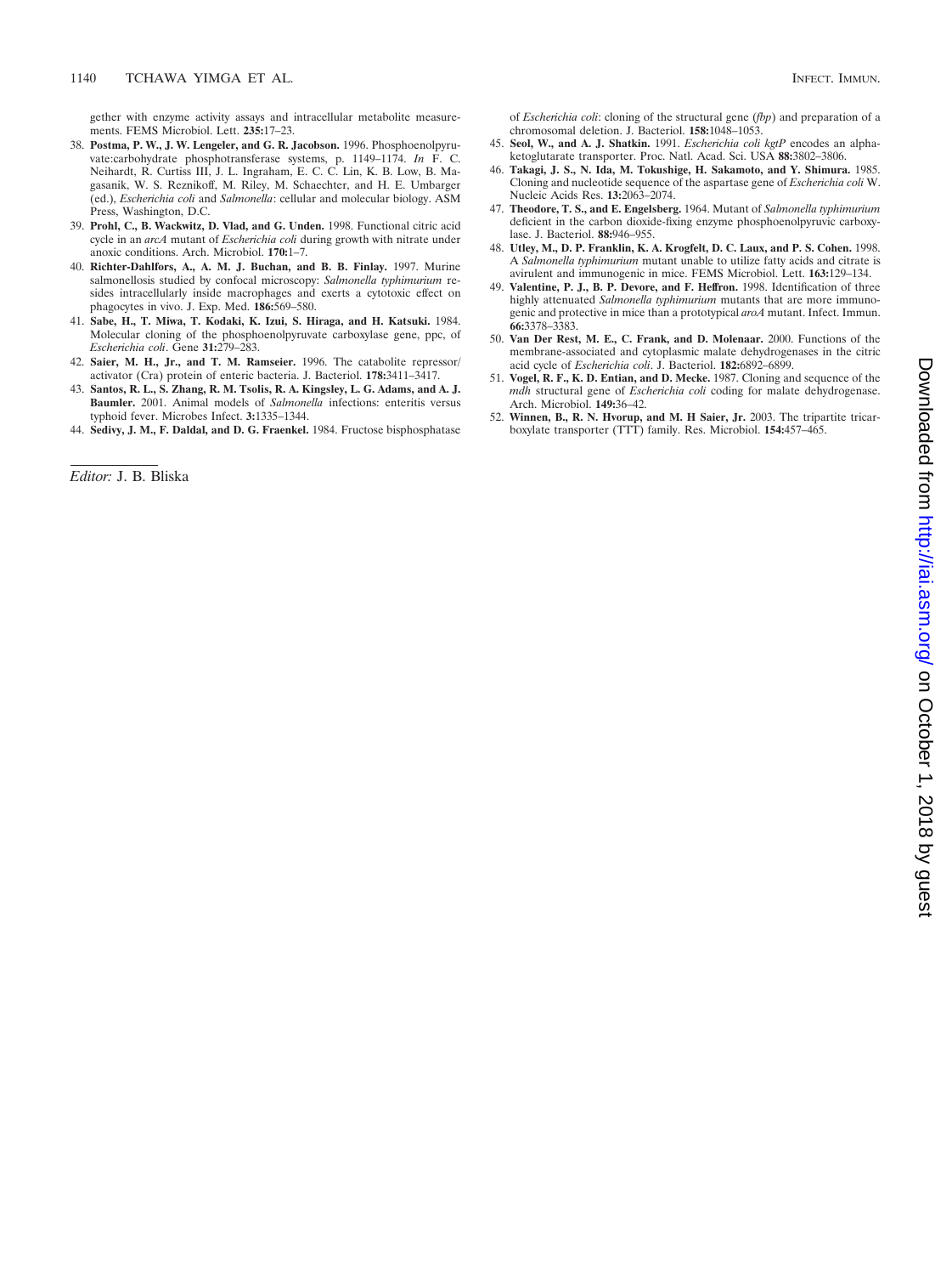gether with enzyme activity assays and intracellular metabolite measurements. FEMS Microbiol. Lett. **235:**17–23.

38. **Postma, P. W., J. W. Lengeler, and G. R. Jacobson.** 1996. Phosphoenolpyruvate:carbohydrate phosphotransferase systems, p. 1149–1174. *In* F. C. Neihardt, R. Curtiss III, J. L. Ingraham, E. C. C. Lin, K. B. Low, B. Magasanik, W. S. Reznikoff, M. Riley, M. Schaechter, and H. E. Umbarger (ed.), *Escherichia coli* and *Salmonella*: cellular and molecular biology. ASM Press, Washington, D.C.
39. **Prohl, C., B. Wackwitz, D. Vlad, and G. Unden.** 1998. Functional citric acid cycle in an *arcA* mutant of *Escherichia coli* during growth with nitrate under anoxic conditions. Arch. Microbiol. **170:**1–7.
40. **Richter-Dahlfors, A., A. M. J. Buchan, and B. B. Finlay.** 1997. Murine salmonellosis studied by confocal microscopy: *Salmonella typhimurium* resides intracellularly inside macrophages and exerts a cytotoxic effect on phagocytes in vivo. J. Exp. Med. **186:**569–580.
41. **Sabe, H., T. Miwa, T. Kodaki, K. Izui, S. Hiraga, and H. Katsuki.** 1984. Molecular cloning of the phosphoenolpyruvate carboxylase gene, ppc, of *Escherichia coli*. Gene **31:**279–283.
42. **Saier, M. H., Jr., and T. M. Ramseier.** 1996. The catabolite repressor/activator (Cra) protein of enteric bacteria. J. Bacteriol. **178:**3411–3417.
43. **Santos, R. L., S. Zhang, R. M. Tsolis, R. A. Kingsley, L. G. Adams, and A. J. Baumler.** 2001. Animal models of *Salmonella* infections: enteritis versus typhoid fever. Microbes Infect. **3:**1335–1344.
44. **Sedivy, J. M., F. Daldal, and D. G. Fraenkel.** 1984. Fructose bisphosphatase of *Escherichia coli*: cloning of the structural gene (*fbp*) and preparation of a chromosomal deletion. J. Bacteriol. **158:**1048–1053.
45. **Seol, W., and A. J. Shatkin.** 1991. *Escherichia coli kgtP* encodes an alpha-ketoglutarate transporter. Proc. Natl. Acad. Sci. USA **88:**3802–3806.
46. **Takagi, J. S., N. Ida, M. Tokushige, H. Sakamoto, and Y. Shimura.** 1985. Cloning and nucleotide sequence of the aspartase gene of *Escherichia coli* W. Nucleic Acids Res. **13:**2063–2074.
47. **Theodore, T. S., and E. Engelsberg.** 1964. Mutant of *Salmonella typhimurium* deficient in the carbon dioxide-fixing enzyme phosphoenolpyruvic carboxylase. J. Bacteriol. **88:**946–955.
48. **Utley, M., D. P. Franklin, K. A. Krogfelt, D. C. Laux, and P. S. Cohen.** 1998. A *Salmonella typhimurium* mutant unable to utilize fatty acids and citrate is avirulent and immunogenic in mice. FEMS Microbiol. Lett. **163:**129–134.
49. **Valentine, P. J., B. P. Devore, and F. Heffron.** 1998. Identification of three highly attenuated *Salmonella typhimurium* mutants that are more immunogenic and protective in mice than a prototypical *aroA* mutant. Infect. Immun. **66:**3378–3383.
50. **Van Der Rest, M. E., C. Frank, and D. Molenaar.** 2000. Functions of the membrane-associated and cytoplasmic malate dehydrogenases in the citric acid cycle of *Escherichia coli*. J. Bacteriol. **182:**6892–6899.
51. **Vogel, R. F., K. D. Entian, and D. Mecke.** 1987. Cloning and sequence of the *mdh* structural gene of *Escherichia coli* coding for malate dehydrogenase. Arch. Microbiol. **149:**36–42.
52. **Winnen, B., R. N. Hvorup, and M. H Saier, Jr.** 2003. The tripartite tricarboxylate transporter (TTT) family. Res. Microbiol. **154:**457–465.

*Editor:* J. B. Bliska